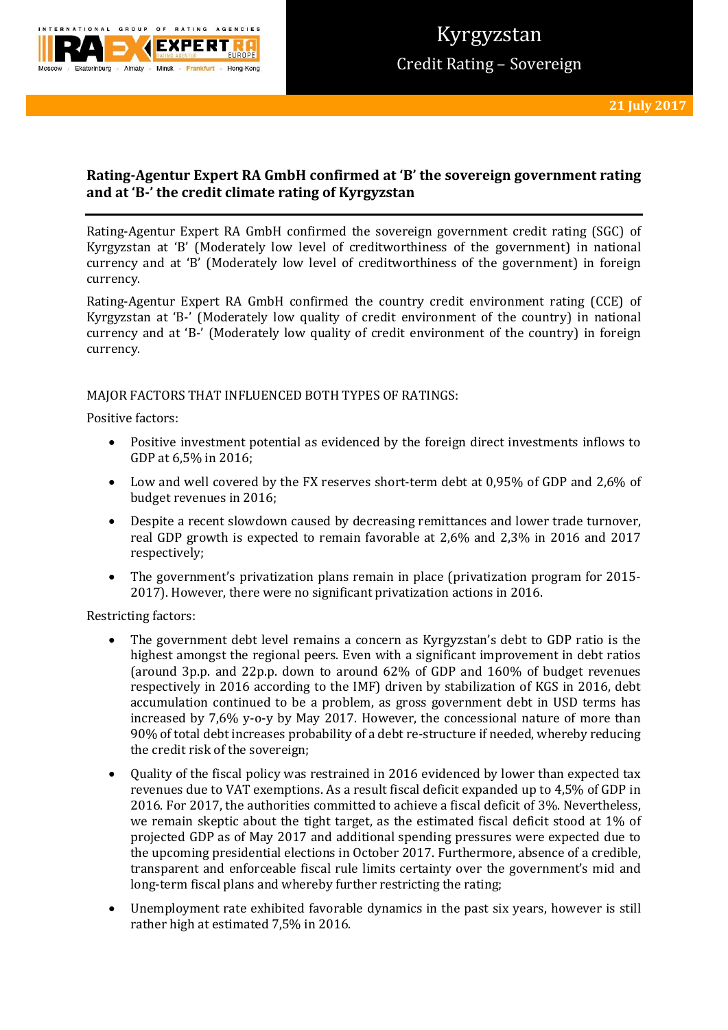# Rating-Agentur Expert RA GmbH confirmed at 'B' the sovereign government rating and at 'B-' the credit climate rating of Kyrgyzstan

Rating-Agentur Expert RA GmbH confirmed the sovereign government credit rating (SGC) of Kyrgyzstan at 'B' (Moderately low level of creditworthiness of the government) in national currency and at 'B' (Moderately low level of creditworthiness of the government) in foreign currency.

Rating-Agentur Expert RA GmbH confirmed the country credit environment rating (CCE) of Kyrgyzstan at 'B-' (Moderately low quality of credit environment of the country) in national currency and at 'B-' (Moderately low quality of credit environment of the country) in foreign currency.

MAJOR FACTORS THAT INFLUENCED BOTH TYPES OF RATINGS:

Positive factors:

- Positive investment potential as evidenced by the foreign direct investments inflows to GDP at 6,5% in 2016;
- Low and well covered by the FX reserves short-term debt at 0,95% of GDP and 2,6% of budget revenues in 2016;
- Despite a recent slowdown caused by decreasing remittances and lower trade turnover, real GDP growth is expected to remain favorable at 2,6% and 2,3% in 2016 and 2017 respectively;
- The government's privatization plans remain in place (privatization program for 2015-2017). However, there were no significant privatization actions in 2016.

Restricting factors:

- The government debt level remains a concern as Kyrgyzstan's debt to GDP ratio is the highest amongst the regional peers. Even with a significant improvement in debt ratios (around 3p.p. and 22p.p. down to around 62% of GDP and 160% of budget revenues respectively in 2016 according to the IMF) driven by stabilization of KGS in 2016, debt accumulation continued to be a problem, as gross government debt in USD terms has increased by 7,6% y-o-y by May 2017. However, the concessional nature of more than 90% of total debt increases probability of a debt re-structure if needed, whereby reducing the credit risk of the sovereign;
- Quality of the fiscal policy was restrained in 2016 evidenced by lower than expected tax revenues due to VAT exemptions. As a result fiscal deficit expanded up to 4,5% of GDP in 2016. For 2017, the authorities committed to achieve a fiscal deficit of 3%. Nevertheless, we remain skeptic about the tight target, as the estimated fiscal deficit stood at 1% of projected GDP as of May 2017 and additional spending pressures were expected due to the upcoming presidential elections in October 2017. Furthermore, absence of a credible, transparent and enforceable fiscal rule limits certainty over the government's mid and long-term fiscal plans and whereby further restricting the rating;
- Unemployment rate exhibited favorable dynamics in the past six years, however is still rather high at estimated 7,5% in 2016.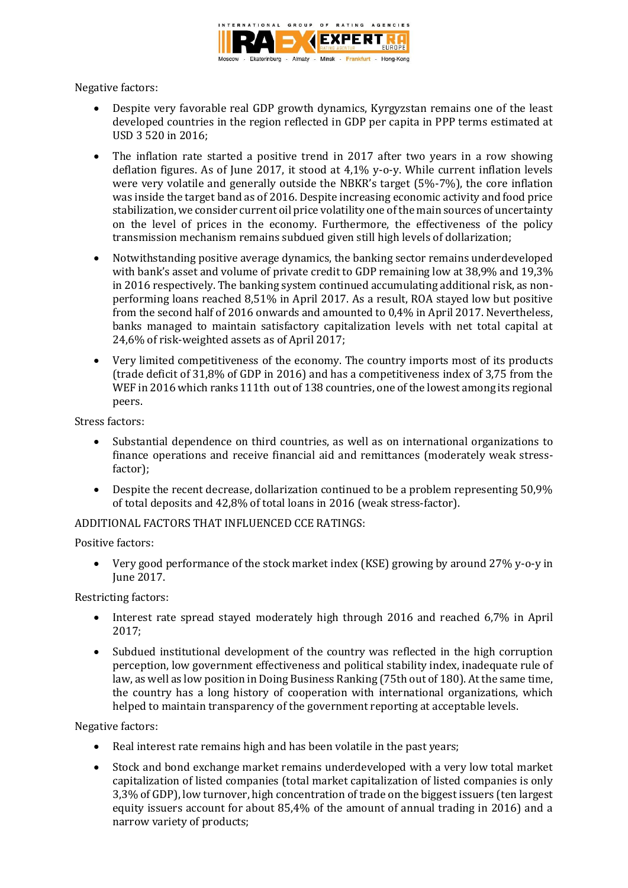Negative factors:

- Despite very favorable real GDP growth dynamics, Kyrgyzstan remains one of the least developed countries in the region reflected in GDP per capita in PPP terms estimated at USD 3 520 in 2016;
- The inflation rate started a positive trend in 2017 after two years in a row showing deflation figures. As of June 2017, it stood at 4,1% y-o-y. While current inflation levels were very volatile and generally outside the NBKR's target (5%-7%), the core inflation was inside the target band as of 2016. Despite increasing economic activity and food price stabilization, we consider current oil price volatility one of the main sources of uncertainty on the level of prices in the economy. Furthermore, the effectiveness of the policy transmission mechanism remains subdued given still high levels of dollarization;
- Notwithstanding positive average dynamics, the banking sector remains underdeveloped with bank's asset and volume of private credit to GDP remaining low at 38,9% and 19,3% in 2016 respectively. The banking system continued accumulating additional risk, as non-performing loans reached 8,51% in April 2017. As a result, ROA stayed low but positive from the second half of 2016 onwards and amounted to 0,4% in April 2017. Nevertheless, banks managed to maintain satisfactory capitalization levels with net total capital at 24,6% of risk-weighted assets as of April 2017;
- Very limited competitiveness of the economy. The country imports most of its products (trade deficit of 31,8% of GDP in 2016) and has a competitiveness index of 3,75 from the WEF in 2016 which ranks 111th out of 138 countries, one of the lowest among its regional peers.

Stress factors:

- Substantial dependence on third countries, as well as on international organizations to finance operations and receive financial aid and remittances (moderately weak stress-factor);
- Despite the recent decrease, dollarization continued to be a problem representing 50,9% of total deposits and 42,8% of total loans in 2016 (weak stress-factor).

ADDITIONAL FACTORS THAT INFLUENCED CCE RATINGS:

Positive factors:

- Very good performance of the stock market index (KSE) growing by around 27% y-o-y in June 2017.

Restricting factors:

- Interest rate spread stayed moderately high through 2016 and reached 6,7% in April 2017;
- Subdued institutional development of the country was reflected in the high corruption perception, low government effectiveness and political stability index, inadequate rule of law, as well as low position in Doing Business Ranking (75th out of 180). At the same time, the country has a long history of cooperation with international organizations, which helped to maintain transparency of the government reporting at acceptable levels.

Negative factors:

- Real interest rate remains high and has been volatile in the past years;
- Stock and bond exchange market remains underdeveloped with a very low total market capitalization of listed companies (total market capitalization of listed companies is only 3,3% of GDP), low turnover, high concentration of trade on the biggest issuers (ten largest equity issuers account for about 85,4% of the amount of annual trading in 2016) and a narrow variety of products;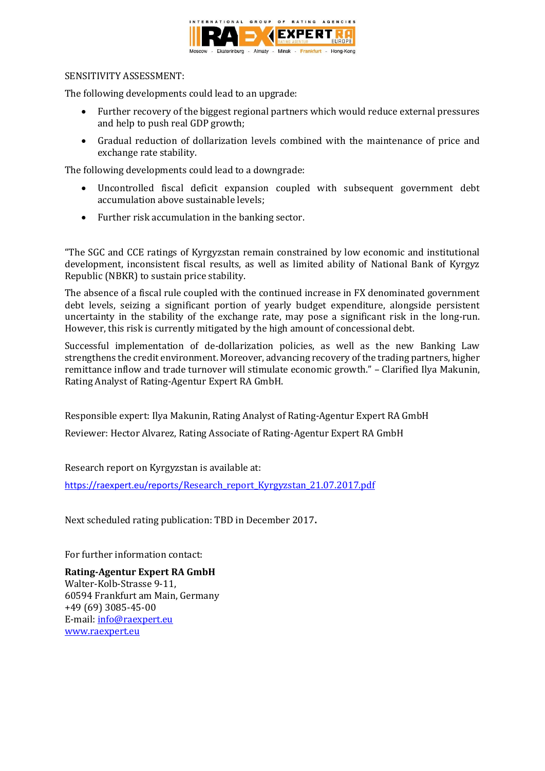SENSITIVITY ASSESSMENT:

The following developments could lead to an upgrade:

- Further recovery of the biggest regional partners which would reduce external pressures and help to push real GDP growth;
- Gradual reduction of dollarization levels combined with the maintenance of price and exchange rate stability.

The following developments could lead to a downgrade:

- Uncontrolled fiscal deficit expansion coupled with subsequent government debt accumulation above sustainable levels;
- Further risk accumulation in the banking sector.

"The SGC and CCE ratings of Kyrgyzstan remain constrained by low economic and institutional development, inconsistent fiscal results, as well as limited ability of National Bank of Kyrgyz Republic (NBKR) to sustain price stability.

The absence of a fiscal rule coupled with the continued increase in FX denominated government debt levels, seizing a significant portion of yearly budget expenditure, alongside persistent uncertainty in the stability of the exchange rate, may pose a significant risk in the long-run. However, this risk is currently mitigated by the high amount of concessional debt.

Successful implementation of de-dollarization policies, as well as the new Banking Law strengthens the credit environment. Moreover, advancing recovery of the trading partners, higher remittance inflow and trade turnover will stimulate economic growth." – Clarified Ilya Makunin, Rating Analyst of Rating-Agentur Expert RA GmbH.

Responsible expert: Ilya Makunin, Rating Analyst of Rating-Agentur Expert RA GmbH

Reviewer: Hector Alvarez, Rating Associate of Rating-Agentur Expert RA GmbH

Research report on Kyrgyzstan is available at:

https://raexpert.eu/reports/Research_report_Kyrgyzstan_21.07.2017.pdf

Next scheduled rating publication: TBD in December 2017**.**

For further information contact:

**Rating-Agentur Expert RA GmbH**
Walter-Kolb-Strasse 9-11,
60594 Frankfurt am Main, Germany
+49 (69) 3085-45-00
E-mail: info@raexpert.eu
www.raexpert.eu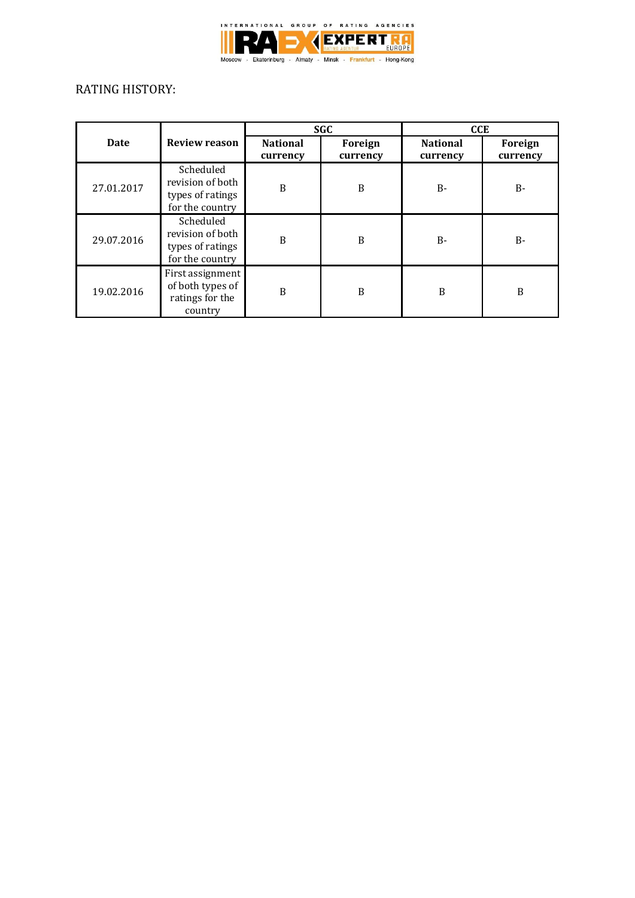RATING HISTORY:

| Date | Review reason | SGC | | CCE | |
|---|---|---|---|---|---|
| | | National currency | Foreign currency | National currency | Foreign currency |
| 27.01.2017 | Scheduled revision of both types of ratings for the country | B | B | B- | B- |
| 29.07.2016 | Scheduled revision of both types of ratings for the country | B | B | B- | B- |
| 19.02.2016 | First assignment of both types of ratings for the country | B | B | B | B |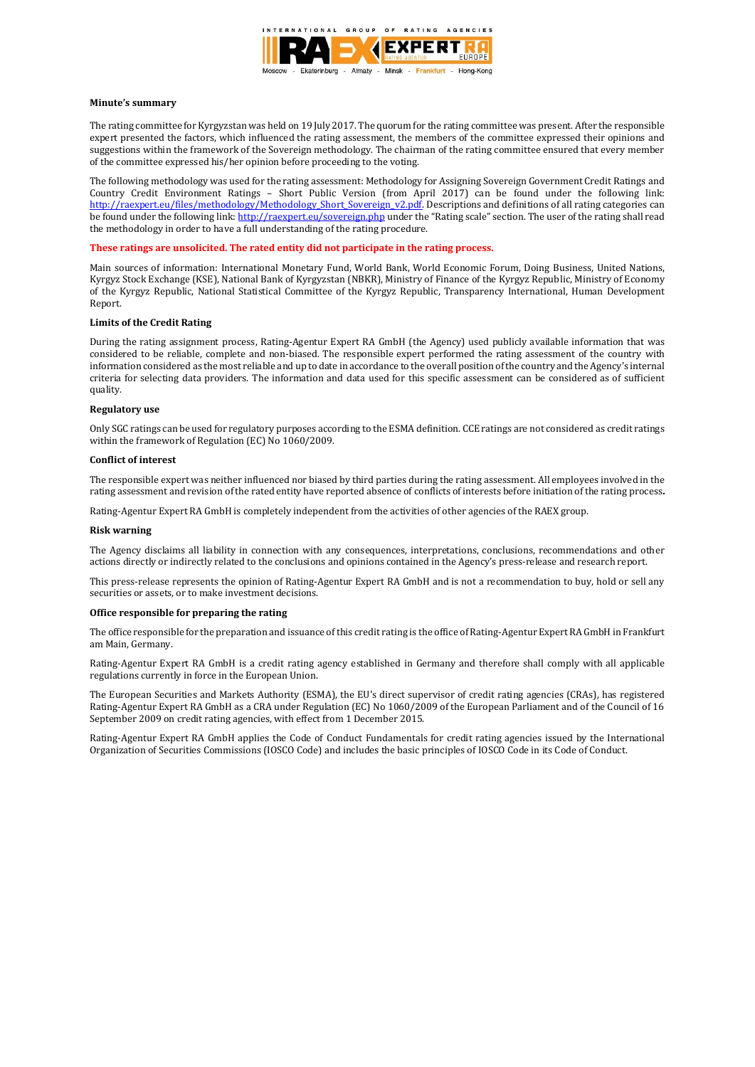**Minute's summary**

The rating committee for Kyrgyzstan was held on 19 July 2017. The quorum for the rating committee was present. After the responsible expert presented the factors, which influenced the rating assessment, the members of the committee expressed their opinions and suggestions within the framework of the Sovereign methodology. The chairman of the rating committee ensured that every member of the committee expressed his/her opinion before proceeding to the voting.

The following methodology was used for the rating assessment: Methodology for Assigning Sovereign Government Credit Ratings and Country Credit Environment Ratings – Short Public Version (from April 2017) can be found under the following link: http://raexpert.eu/files/methodology/Methodology_Short_Sovereign_v2.pdf. Descriptions and definitions of all rating categories can be found under the following link: http://raexpert.eu/sovereign.php under the "Rating scale" section. The user of the rating shall read the methodology in order to have a full understanding of the rating procedure.

**These ratings are unsolicited. The rated entity did not participate in the rating process.**

Main sources of information: International Monetary Fund, World Bank, Doing Business, United Nations, Kyrgyz Stock Exchange (KSE), National Bank of Kyrgyzstan (NBKR), Ministry of Finance of the Kyrgyz Republic, Ministry of Economy of the Kyrgyz Republic, National Statistical Committee of the Kyrgyz Republic, Transparency International, Human Development Report.

**Limits of the Credit Rating**

During the rating assignment process, Rating-Agentur Expert RA GmbH (the Agency) used publicly available information that was considered to be reliable, complete and non-biased. The responsible expert performed the rating assessment of the country with information considered as the most reliable and up to date in accordance to the overall position of the country and the Agency's internal criteria for selecting data providers. The information and data used for this specific assessment can be considered as of sufficient quality.

**Regulatory use**

Only SGC ratings can be used for regulatory purposes according to the ESMA definition. CCE ratings are not considered as credit ratings within the framework of Regulation (EC) No 1060/2009.

**Conflict of interest**

The responsible expert was neither influenced nor biased by third parties during the rating assessment. All employees involved in the rating assessment and revision of the rated entity have reported absence of conflicts of interests before initiation of the rating process**.**

Rating-Agentur Expert RA GmbH is completely independent from the activities of other agencies of the RAEX group.

**Risk warning**

The Agency disclaims all liability in connection with any consequences, interpretations, conclusions, recommendations and other actions directly or indirectly related to the conclusions and opinions contained in the Agency's press-release and research report.

This press-release represents the opinion of Rating-Agentur Expert RA GmbH and is not a recommendation to buy, hold or sell any securities or assets, or to make investment decisions.

**Office responsible for preparing the rating**

The office responsible for the preparation and issuance of this credit rating is the office of Rating-Agentur Expert RA GmbH in Frankfurt am Main, Germany.

Rating-Agentur Expert RA GmbH is a credit rating agency established in Germany and therefore shall comply with all applicable regulations currently in force in the European Union.

The European Securities and Markets Authority (ESMA), the EU's direct supervisor of credit rating agencies (CRAs), has registered Rating-Agentur Expert RA GmbH as a CRA under Regulation (EC) No 1060/2009 of the European Parliament and of the Council of 16 September 2009 on credit rating agencies, with effect from 1 December 2015.

Rating-Agentur Expert RA GmbH applies the Code of Conduct Fundamentals for credit rating agencies issued by the International Organization of Securities Commissions (IOSCO Code) and includes the basic principles of IOSCO Code in its Code of Conduct.